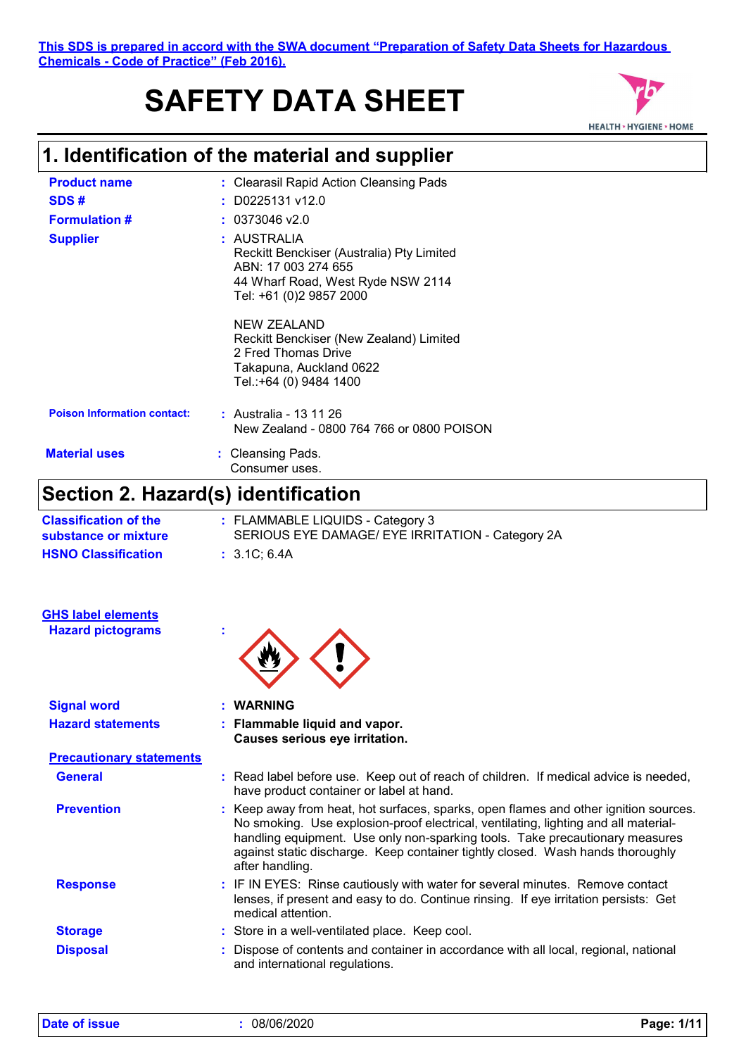This SDS is prepared in accord with the SWA document "Preparation of Safety Data Sheets for Hazardous Chemicals - Code of Practice" (Feb 2016).

# SAFETY DATA SHEET

## 1. Identification of the material and supplier

**Product name** : Clearasil Rapid Action Cleansing Pads

**SDS #** : D0225131 v12.0

**Formulation #** : 0373046 v2.0

**Supplier** : AUSTRALIA
Reckitt Benckiser (Australia) Pty Limited
ABN: 17 003 274 655
44 Wharf Road, West Ryde NSW 2114
Tel: +61 (0)2 9857 2000

NEW ZEALAND
Reckitt Benckiser (New Zealand) Limited
2 Fred Thomas Drive
Takapuna, Auckland 0622
Tel.:+64 (0) 9484 1400

**Poison Information contact:** : Australia - 13 11 26
New Zealand - 0800 764 766 or 0800 POISON

**Material uses** : Cleansing Pads.
Consumer uses.

## Section 2. Hazard(s) identification

**Classification of the substance or mixture** : FLAMMABLE LIQUIDS - Category 3
SERIOUS EYE DAMAGE/ EYE IRRITATION - Category 2A

**HSNO Classification** : 3.1C; 6.4A

**GHS label elements**

**Hazard pictograms** :

**Signal word** : **WARNING**

**Hazard statements** : **Flammable liquid and vapor.**
**Causes serious eye irritation.**

**Precautionary statements**

**General** : Read label before use. Keep out of reach of children. If medical advice is needed, have product container or label at hand.

**Prevention** : Keep away from heat, hot surfaces, sparks, open flames and other ignition sources. No smoking. Use explosion-proof electrical, ventilating, lighting and all material-handling equipment. Use only non-sparking tools. Take precautionary measures against static discharge. Keep container tightly closed. Wash hands thoroughly after handling.

**Response** : IF IN EYES: Rinse cautiously with water for several minutes. Remove contact lenses, if present and easy to do. Continue rinsing. If eye irritation persists: Get medical attention.

**Storage** : Store in a well-ventilated place. Keep cool.

**Disposal** : Dispose of contents and container in accordance with all local, regional, national and international regulations.

**Date of issue** : 08/06/2020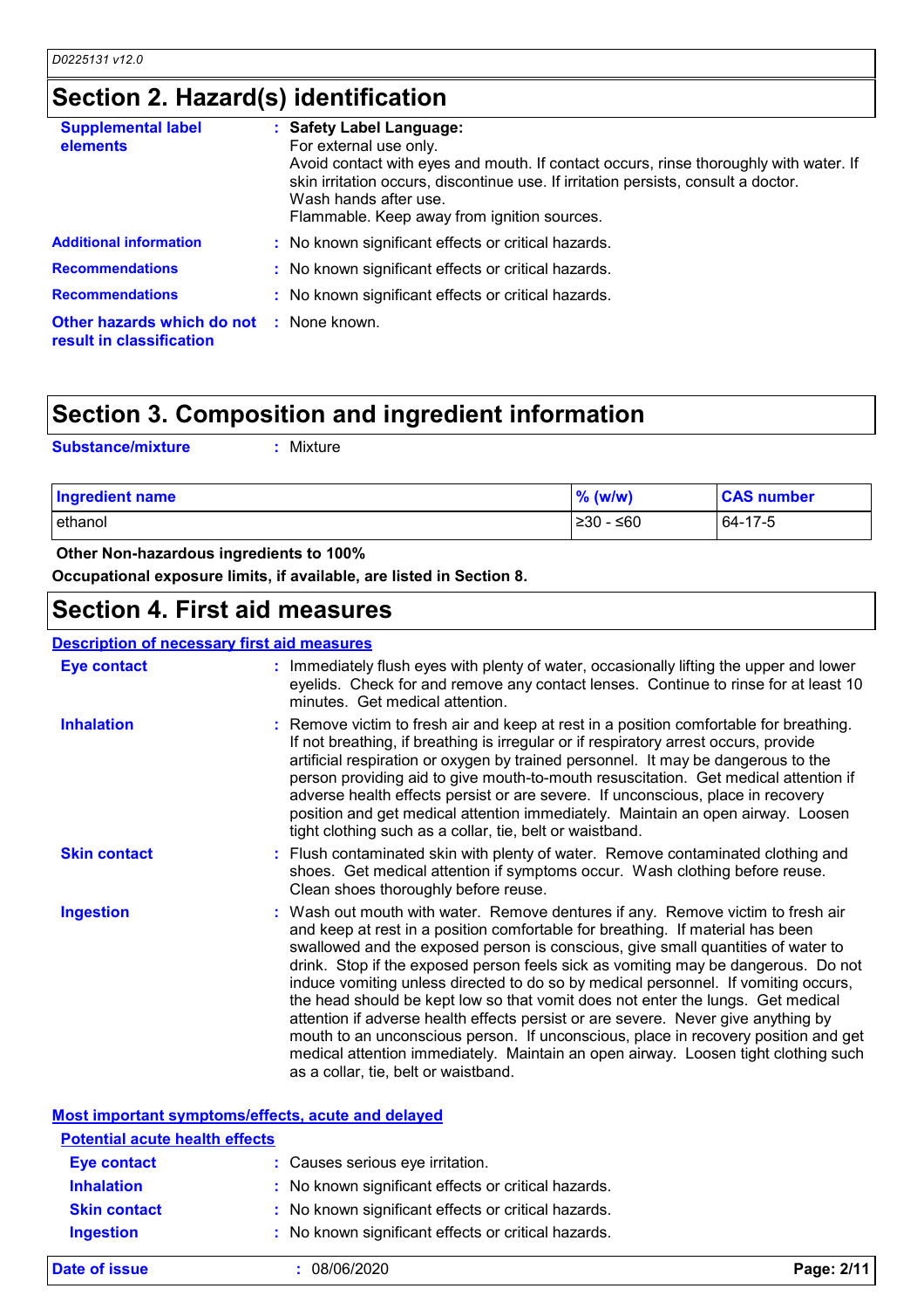## Section 2. Hazard(s) identification

**Supplemental label elements** : **Safety Label Language:**
For external use only.
Avoid contact with eyes and mouth. If contact occurs, rinse thoroughly with water. If skin irritation occurs, discontinue use. If irritation persists, consult a doctor.
Wash hands after use.
Flammable. Keep away from ignition sources.

**Additional information** : No known significant effects or critical hazards.

**Recommendations** : No known significant effects or critical hazards.

**Recommendations** : No known significant effects or critical hazards.

**Other hazards which do not result in classification** : None known.

## Section 3. Composition and ingredient information

**Substance/mixture** : Mixture

| Ingredient name | % (w/w) | CAS number |
|---|---|---|
| ethanol | ≥30 - ≤60 | 64-17-5 |

**Other Non-hazardous ingredients to 100%**

**Occupational exposure limits, if available, are listed in Section 8.**

## Section 4. First aid measures

**Description of necessary first aid measures**

**Eye contact** : Immediately flush eyes with plenty of water, occasionally lifting the upper and lower eyelids. Check for and remove any contact lenses. Continue to rinse for at least 10 minutes. Get medical attention.

**Inhalation** : Remove victim to fresh air and keep at rest in a position comfortable for breathing. If not breathing, if breathing is irregular or if respiratory arrest occurs, provide artificial respiration or oxygen by trained personnel. It may be dangerous to the person providing aid to give mouth-to-mouth resuscitation. Get medical attention if adverse health effects persist or are severe. If unconscious, place in recovery position and get medical attention immediately. Maintain an open airway. Loosen tight clothing such as a collar, tie, belt or waistband.

**Skin contact** : Flush contaminated skin with plenty of water. Remove contaminated clothing and shoes. Get medical attention if symptoms occur. Wash clothing before reuse. Clean shoes thoroughly before reuse.

**Ingestion** : Wash out mouth with water. Remove dentures if any. Remove victim to fresh air and keep at rest in a position comfortable for breathing. If material has been swallowed and the exposed person is conscious, give small quantities of water to drink. Stop if the exposed person feels sick as vomiting may be dangerous. Do not induce vomiting unless directed to do so by medical personnel. If vomiting occurs, the head should be kept low so that vomit does not enter the lungs. Get medical attention if adverse health effects persist or are severe. Never give anything by mouth to an unconscious person. If unconscious, place in recovery position and get medical attention immediately. Maintain an open airway. Loosen tight clothing such as a collar, tie, belt or waistband.

**Most important symptoms/effects, acute and delayed**

**Potential acute health effects**

**Eye contact** : Causes serious eye irritation.

**Inhalation** : No known significant effects or critical hazards.

**Skin contact** : No known significant effects or critical hazards.

**Ingestion** : No known significant effects or critical hazards.

**Date of issue** : 08/06/2020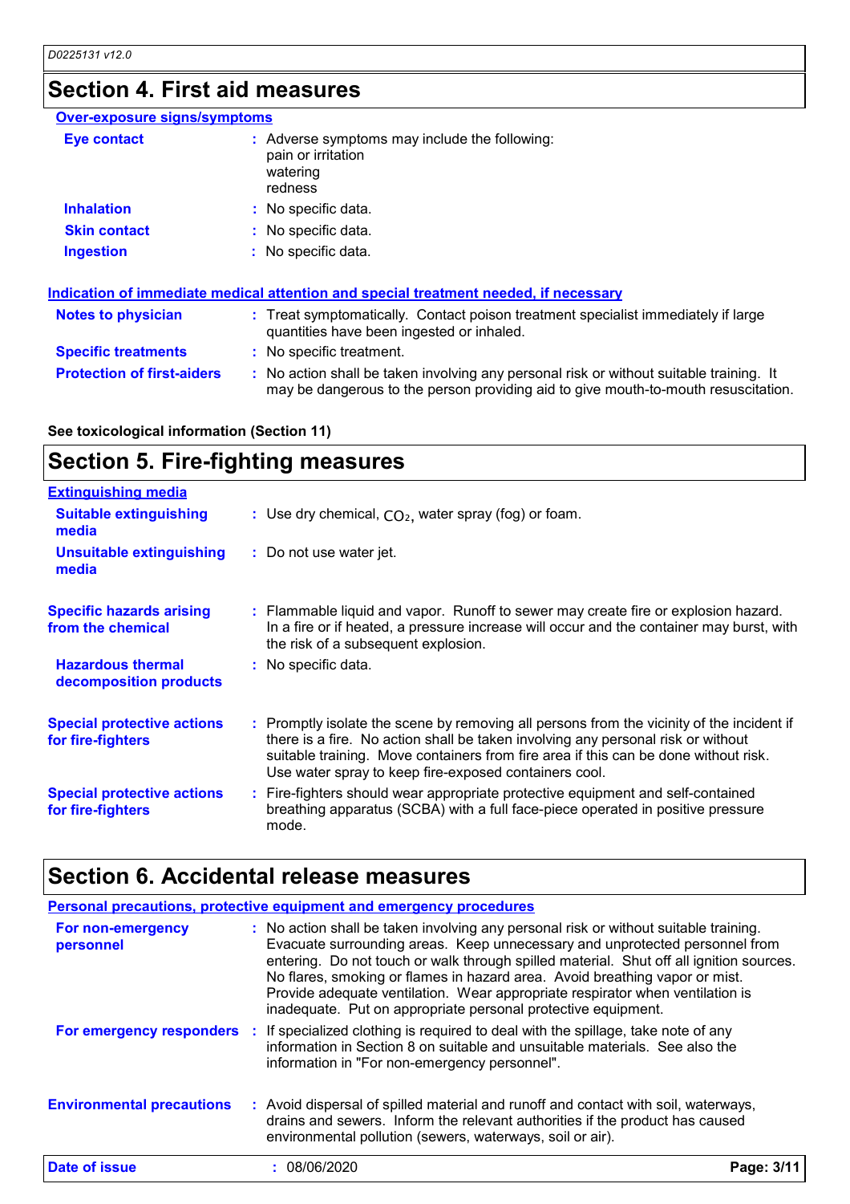## Section 4. First aid measures

**Over-exposure signs/symptoms**

| | |
|---|---|
| **Eye contact** | : Adverse symptoms may include the following:<br>pain or irritation<br>watering<br>redness |
| **Inhalation** | : No specific data. |
| **Skin contact** | : No specific data. |
| **Ingestion** | : No specific data. |

**Indication of immediate medical attention and special treatment needed, if necessary**

| | |
|---|---|
| **Notes to physician** | : Treat symptomatically. Contact poison treatment specialist immediately if large quantities have been ingested or inhaled. |
| **Specific treatments** | : No specific treatment. |
| **Protection of first-aiders** | : No action shall be taken involving any personal risk or without suitable training. It may be dangerous to the person providing aid to give mouth-to-mouth resuscitation. |

**See toxicological information (Section 11)**

## Section 5. Fire-fighting measures

**Extinguishing media**

| | |
|---|---|
| **Suitable extinguishing media** | : Use dry chemical, $CO_2$, water spray (fog) or foam. |
| **Unsuitable extinguishing media** | : Do not use water jet. |
| **Specific hazards arising from the chemical** | : Flammable liquid and vapor. Runoff to sewer may create fire or explosion hazard. In a fire or if heated, a pressure increase will occur and the container may burst, with the risk of a subsequent explosion. |
| **Hazardous thermal decomposition products** | : No specific data. |
| **Special protective actions for fire-fighters** | : Promptly isolate the scene by removing all persons from the vicinity of the incident if there is a fire. No action shall be taken involving any personal risk or without suitable training. Move containers from fire area if this can be done without risk. Use water spray to keep fire-exposed containers cool. |
| **Special protective actions for fire-fighters** | : Fire-fighters should wear appropriate protective equipment and self-contained breathing apparatus (SCBA) with a full face-piece operated in positive pressure mode. |

## Section 6. Accidental release measures

**Personal precautions, protective equipment and emergency procedures**

| | |
|---|---|
| **For non-emergency personnel** | : No action shall be taken involving any personal risk or without suitable training. Evacuate surrounding areas. Keep unnecessary and unprotected personnel from entering. Do not touch or walk through spilled material. Shut off all ignition sources. No flares, smoking or flames in hazard area. Avoid breathing vapor or mist. Provide adequate ventilation. Wear appropriate respirator when ventilation is inadequate. Put on appropriate personal protective equipment. |
| **For emergency responders** | : If specialized clothing is required to deal with the spillage, take note of any information in Section 8 on suitable and unsuitable materials. See also the information in "For non-emergency personnel". |
| **Environmental precautions** | : Avoid dispersal of spilled material and runoff and contact with soil, waterways, drains and sewers. Inform the relevant authorities if the product has caused environmental pollution (sewers, waterways, soil or air). |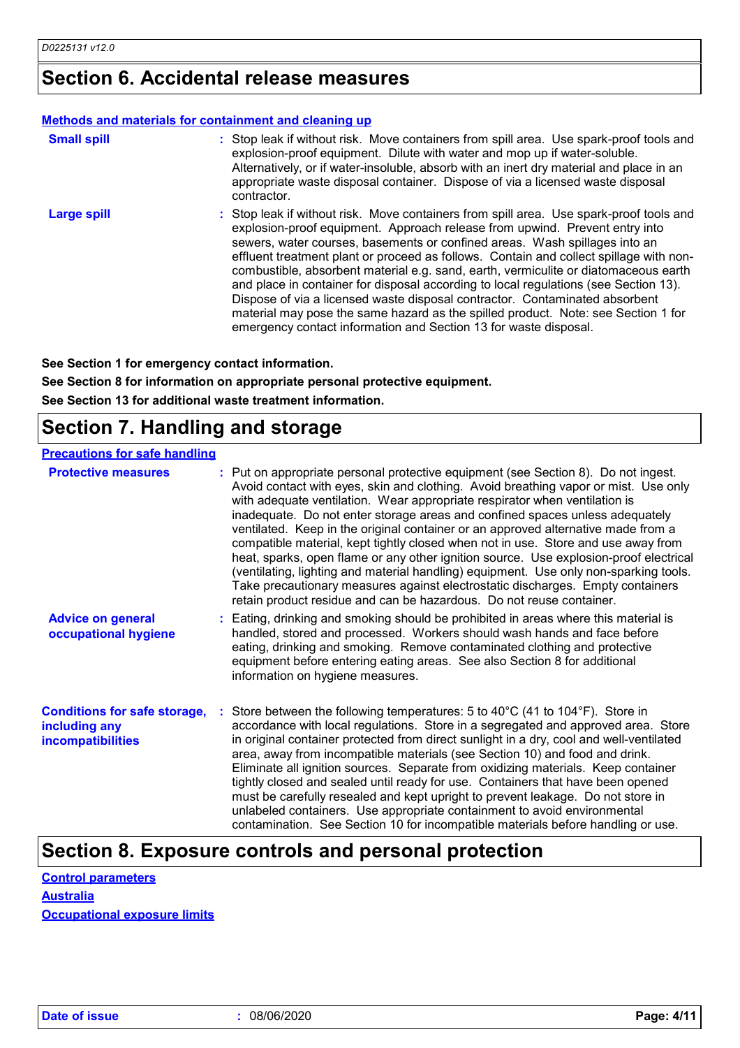## Section 6. Accidental release measures

**Methods and materials for containment and cleaning up**

**Small spill** : Stop leak if without risk. Move containers from spill area. Use spark-proof tools and explosion-proof equipment. Dilute with water and mop up if water-soluble. Alternatively, or if water-insoluble, absorb with an inert dry material and place in an appropriate waste disposal container. Dispose of via a licensed waste disposal contractor.

**Large spill** : Stop leak if without risk. Move containers from spill area. Use spark-proof tools and explosion-proof equipment. Approach release from upwind. Prevent entry into sewers, water courses, basements or confined areas. Wash spillages into an effluent treatment plant or proceed as follows. Contain and collect spillage with non-combustible, absorbent material e.g. sand, earth, vermiculite or diatomaceous earth and place in container for disposal according to local regulations (see Section 13). Dispose of via a licensed waste disposal contractor. Contaminated absorbent material may pose the same hazard as the spilled product. Note: see Section 1 for emergency contact information and Section 13 for waste disposal.

**See Section 1 for emergency contact information.**

**See Section 8 for information on appropriate personal protective equipment.**

**See Section 13 for additional waste treatment information.**

## Section 7. Handling and storage

**Precautions for safe handling**

**Protective measures** : Put on appropriate personal protective equipment (see Section 8). Do not ingest. Avoid contact with eyes, skin and clothing. Avoid breathing vapor or mist. Use only with adequate ventilation. Wear appropriate respirator when ventilation is inadequate. Do not enter storage areas and confined spaces unless adequately ventilated. Keep in the original container or an approved alternative made from a compatible material, kept tightly closed when not in use. Store and use away from heat, sparks, open flame or any other ignition source. Use explosion-proof electrical (ventilating, lighting and material handling) equipment. Use only non-sparking tools. Take precautionary measures against electrostatic discharges. Empty containers retain product residue and can be hazardous. Do not reuse container.

**Advice on general occupational hygiene** : Eating, drinking and smoking should be prohibited in areas where this material is handled, stored and processed. Workers should wash hands and face before eating, drinking and smoking. Remove contaminated clothing and protective equipment before entering eating areas. See also Section 8 for additional information on hygiene measures.

**Conditions for safe storage, including any incompatibilities** : Store between the following temperatures: 5 to 40°C (41 to 104°F). Store in accordance with local regulations. Store in a segregated and approved area. Store in original container protected from direct sunlight in a dry, cool and well-ventilated area, away from incompatible materials (see Section 10) and food and drink. Eliminate all ignition sources. Separate from oxidizing materials. Keep container tightly closed and sealed until ready for use. Containers that have been opened must be carefully resealed and kept upright to prevent leakage. Do not store in unlabeled containers. Use appropriate containment to avoid environmental contamination. See Section 10 for incompatible materials before handling or use.

## Section 8. Exposure controls and personal protection

**Control parameters**

**Australia**

**Occupational exposure limits**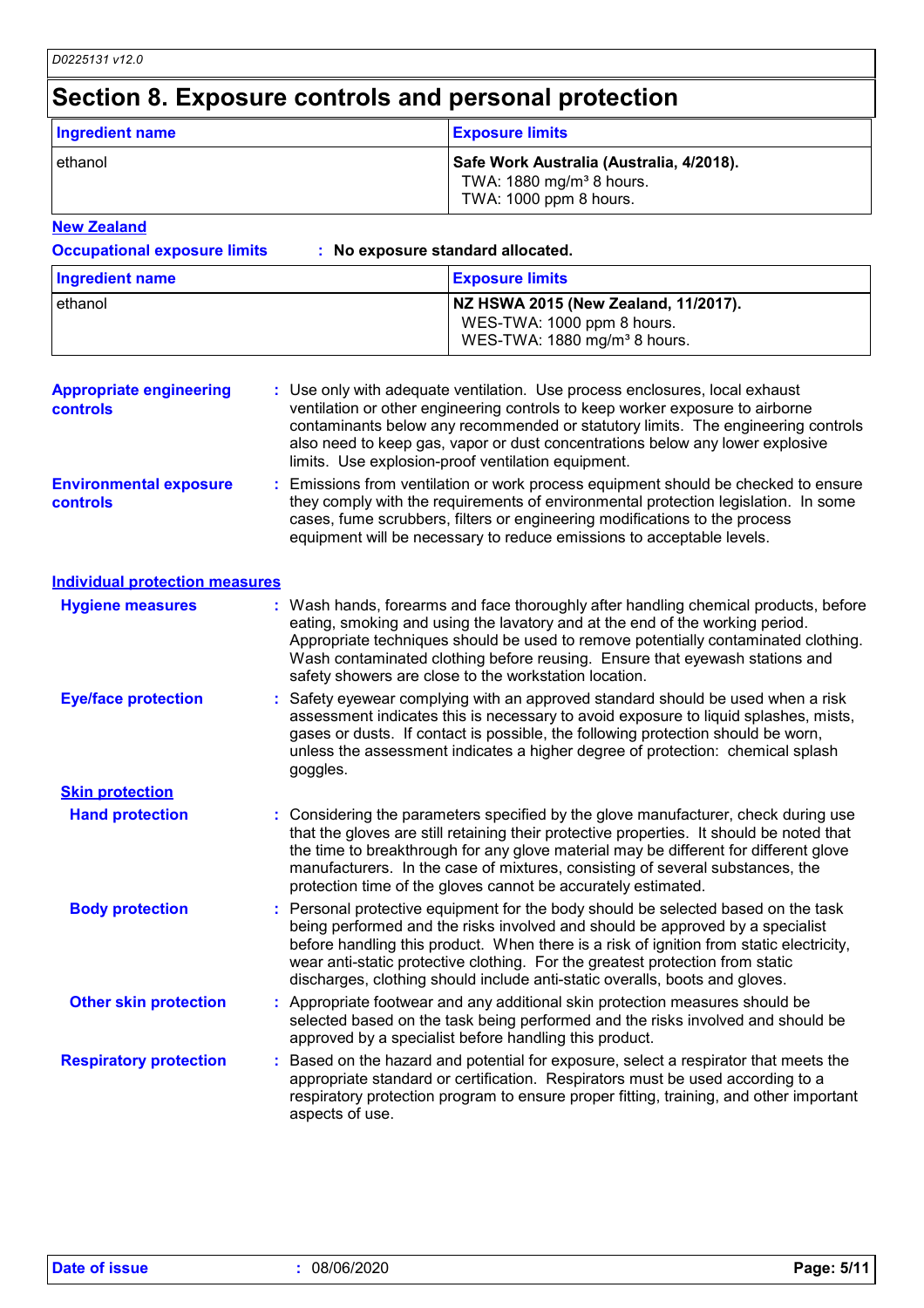# Section 8. Exposure controls and personal protection

| Ingredient name | Exposure limits |
|---|---|
| ethanol | **Safe Work Australia (Australia, 4/2018).**<br>TWA: 1880 mg/m³ 8 hours.<br>TWA: 1000 ppm 8 hours. |

**New Zealand**

**Occupational exposure limits** : **No exposure standard allocated.**

| Ingredient name | Exposure limits |
|---|---|
| ethanol | **NZ HSWA 2015 (New Zealand, 11/2017).**<br>WES-TWA: 1000 ppm 8 hours.<br>WES-TWA: 1880 mg/m³ 8 hours. |

**Appropriate engineering controls** : Use only with adequate ventilation. Use process enclosures, local exhaust ventilation or other engineering controls to keep worker exposure to airborne contaminants below any recommended or statutory limits. The engineering controls also need to keep gas, vapor or dust concentrations below any lower explosive limits. Use explosion-proof ventilation equipment.

**Environmental exposure controls** : Emissions from ventilation or work process equipment should be checked to ensure they comply with the requirements of environmental protection legislation. In some cases, fume scrubbers, filters or engineering modifications to the process equipment will be necessary to reduce emissions to acceptable levels.

## Individual protection measures

**Hygiene measures** : Wash hands, forearms and face thoroughly after handling chemical products, before eating, smoking and using the lavatory and at the end of the working period. Appropriate techniques should be used to remove potentially contaminated clothing. Wash contaminated clothing before reusing. Ensure that eyewash stations and safety showers are close to the workstation location.

**Eye/face protection** : Safety eyewear complying with an approved standard should be used when a risk assessment indicates this is necessary to avoid exposure to liquid splashes, mists, gases or dusts. If contact is possible, the following protection should be worn, unless the assessment indicates a higher degree of protection: chemical splash goggles.

### Skin protection

**Hand protection** : Considering the parameters specified by the glove manufacturer, check during use that the gloves are still retaining their protective properties. It should be noted that the time to breakthrough for any glove material may be different for different glove manufacturers. In the case of mixtures, consisting of several substances, the protection time of the gloves cannot be accurately estimated.

**Body protection** : Personal protective equipment for the body should be selected based on the task being performed and the risks involved and should be approved by a specialist before handling this product. When there is a risk of ignition from static electricity, wear anti-static protective clothing. For the greatest protection from static discharges, clothing should include anti-static overalls, boots and gloves.

**Other skin protection** : Appropriate footwear and any additional skin protection measures should be selected based on the task being performed and the risks involved and should be approved by a specialist before handling this product.

**Respiratory protection** : Based on the hazard and potential for exposure, select a respirator that meets the appropriate standard or certification. Respirators must be used according to a respiratory protection program to ensure proper fitting, training, and other important aspects of use.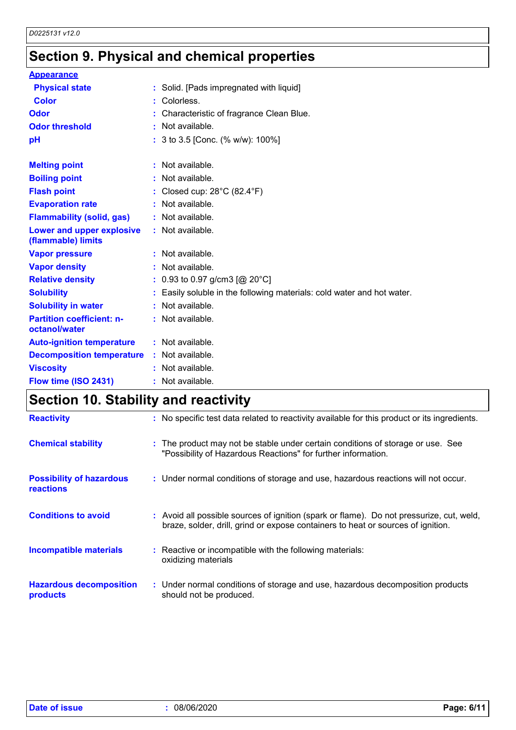## Section 9. Physical and chemical properties

**Appearance**

| | | |
|---|---|---|
| **Physical state** | : | Solid. [Pads impregnated with liquid] |
| **Color** | : | Colorless. |
| **Odor** | : | Characteristic of fragrance Clean Blue. |
| **Odor threshold** | : | Not available. |
| **pH** | : | 3 to 3.5 [Conc. (% w/w): 100%] |
| **Melting point** | : | Not available. |
| **Boiling point** | : | Not available. |
| **Flash point** | : | Closed cup: 28°C (82.4°F) |
| **Evaporation rate** | : | Not available. |
| **Flammability (solid, gas)** | : | Not available. |
| **Lower and upper explosive (flammable) limits** | : | Not available. |
| **Vapor pressure** | : | Not available. |
| **Vapor density** | : | Not available. |
| **Relative density** | : | 0.93 to 0.97 g/cm3 [@ 20°C] |
| **Solubility** | : | Easily soluble in the following materials: cold water and hot water. |
| **Solubility in water** | : | Not available. |
| **Partition coefficient: n-octanol/water** | : | Not available. |
| **Auto-ignition temperature** | : | Not available. |
| **Decomposition temperature** | : | Not available. |
| **Viscosity** | : | Not available. |
| **Flow time (ISO 2431)** | : | Not available. |

## Section 10. Stability and reactivity

| | | |
|---|---|---|
| **Reactivity** | : | No specific test data related to reactivity available for this product or its ingredients. |
| **Chemical stability** | : | The product may not be stable under certain conditions of storage or use. See "Possibility of Hazardous Reactions" for further information. |
| **Possibility of hazardous reactions** | : | Under normal conditions of storage and use, hazardous reactions will not occur. |
| **Conditions to avoid** | : | Avoid all possible sources of ignition (spark or flame). Do not pressurize, cut, weld, braze, solder, drill, grind or expose containers to heat or sources of ignition. |
| **Incompatible materials** | : | Reactive or incompatible with the following materials: oxidizing materials |
| **Hazardous decomposition products** | : | Under normal conditions of storage and use, hazardous decomposition products should not be produced. |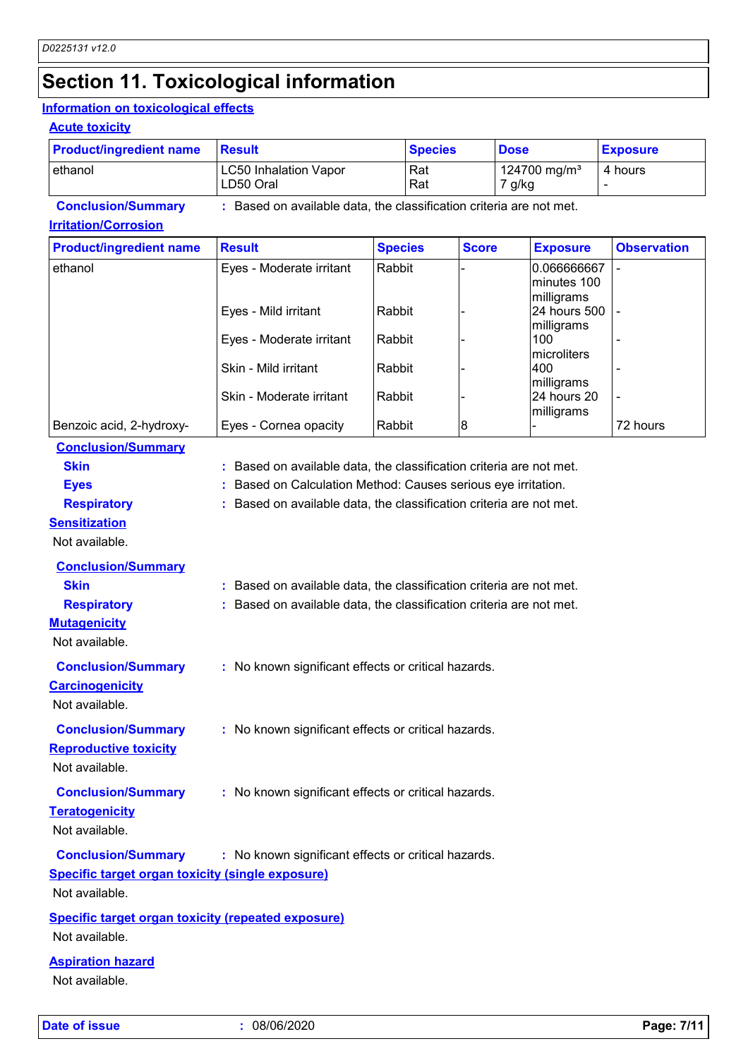# Section 11. Toxicological information

## Information on toxicological effects

### Acute toxicity

| Product/ingredient name | Result | Species | Dose | Exposure |
|---|---|---|---|---|
| ethanol | LC50 Inhalation Vapor<br>LD50 Oral | Rat<br>Rat | 124700 mg/m³<br>7 g/kg | 4 hours<br>- |

**Conclusion/Summary** : Based on available data, the classification criteria are not met.

### Irritation/Corrosion

| Product/ingredient name | Result | Species | Score | Exposure | Observation |
|---|---|---|---|---|---|
| ethanol | Eyes - Moderate irritant | Rabbit | - | 0.066666667 minutes 100 milligrams | - |
| | Eyes - Mild irritant | Rabbit | - | 24 hours 500 milligrams | - |
| | Eyes - Moderate irritant | Rabbit | - | 100 microliters | - |
| | Skin - Mild irritant | Rabbit | - | 400 milligrams | - |
| | Skin - Moderate irritant | Rabbit | - | 24 hours 20 milligrams | - |
| Benzoic acid, 2-hydroxy- | Eyes - Cornea opacity | Rabbit | 8 | - | 72 hours |

**Conclusion/Summary**

**Skin** : Based on available data, the classification criteria are not met.

**Eyes** : Based on Calculation Method: Causes serious eye irritation.

**Respiratory** : Based on available data, the classification criteria are not met.

### Sensitization

Not available.

**Conclusion/Summary**

**Skin** : Based on available data, the classification criteria are not met.

**Respiratory** : Based on available data, the classification criteria are not met.

### Mutagenicity

Not available.

**Conclusion/Summary** : No known significant effects or critical hazards.

### Carcinogenicity

Not available.

**Conclusion/Summary** : No known significant effects or critical hazards.

### Reproductive toxicity

Not available.

**Conclusion/Summary** : No known significant effects or critical hazards.

### Teratogenicity

Not available.

**Conclusion/Summary** : No known significant effects or critical hazards.

### Specific target organ toxicity (single exposure)

Not available.

### Specific target organ toxicity (repeated exposure)

Not available.

### Aspiration hazard

Not available.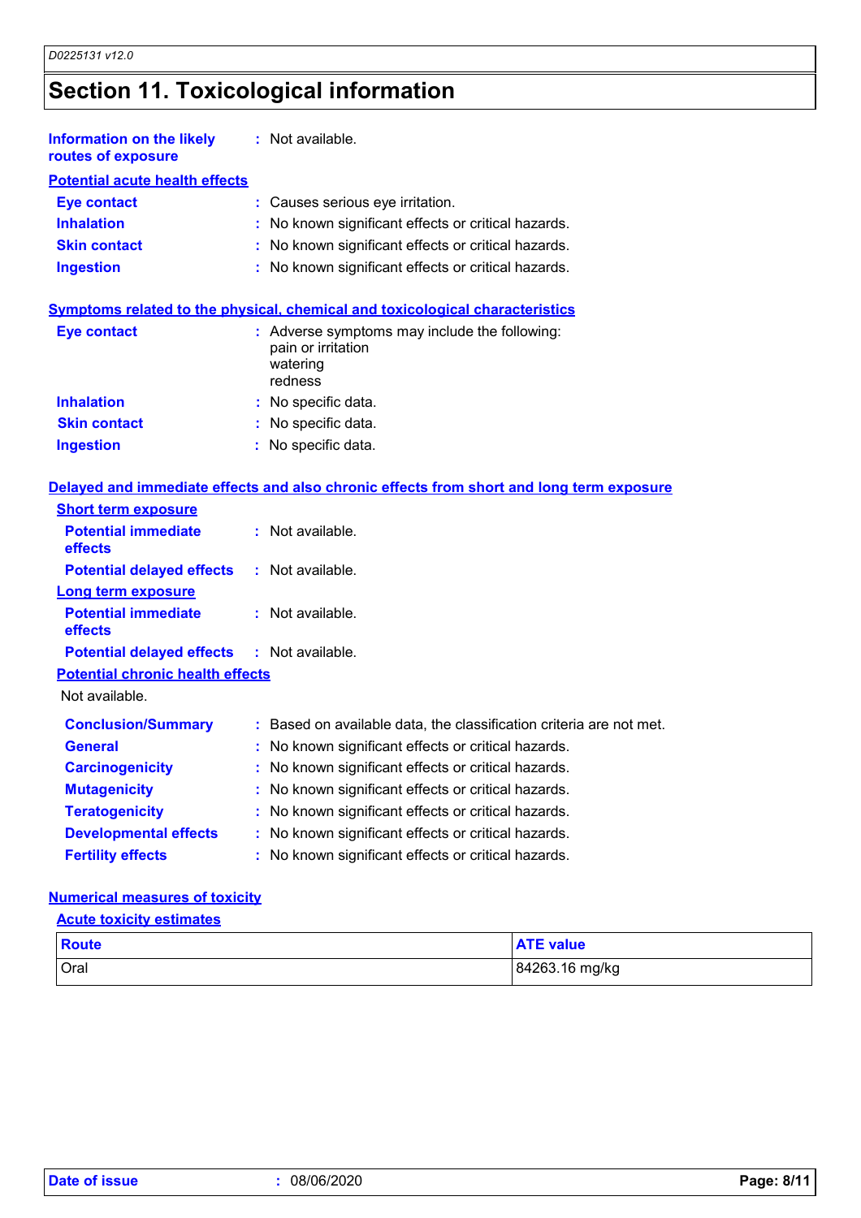# Section 11. Toxicological information

**Information on the likely routes of exposure** : Not available.

**Potential acute health effects**

**Eye contact** : Causes serious eye irritation.
**Inhalation** : No known significant effects or critical hazards.
**Skin contact** : No known significant effects or critical hazards.
**Ingestion** : No known significant effects or critical hazards.

**Symptoms related to the physical, chemical and toxicological characteristics**

**Eye contact** : Adverse symptoms may include the following:
pain or irritation
watering
redness
**Inhalation** : No specific data.
**Skin contact** : No specific data.
**Ingestion** : No specific data.

**Delayed and immediate effects and also chronic effects from short and long term exposure**

**Short term exposure**

**Potential immediate effects** : Not available.
**Potential delayed effects** : Not available.

**Long term exposure**

**Potential immediate effects** : Not available.
**Potential delayed effects** : Not available.

**Potential chronic health effects**

Not available.

**Conclusion/Summary** : Based on available data, the classification criteria are not met.
**General** : No known significant effects or critical hazards.
**Carcinogenicity** : No known significant effects or critical hazards.
**Mutagenicity** : No known significant effects or critical hazards.
**Teratogenicity** : No known significant effects or critical hazards.
**Developmental effects** : No known significant effects or critical hazards.
**Fertility effects** : No known significant effects or critical hazards.

**Numerical measures of toxicity**

**Acute toxicity estimates**

| Route | ATE value |
|---|---|
| Oral | 84263.16 mg/kg |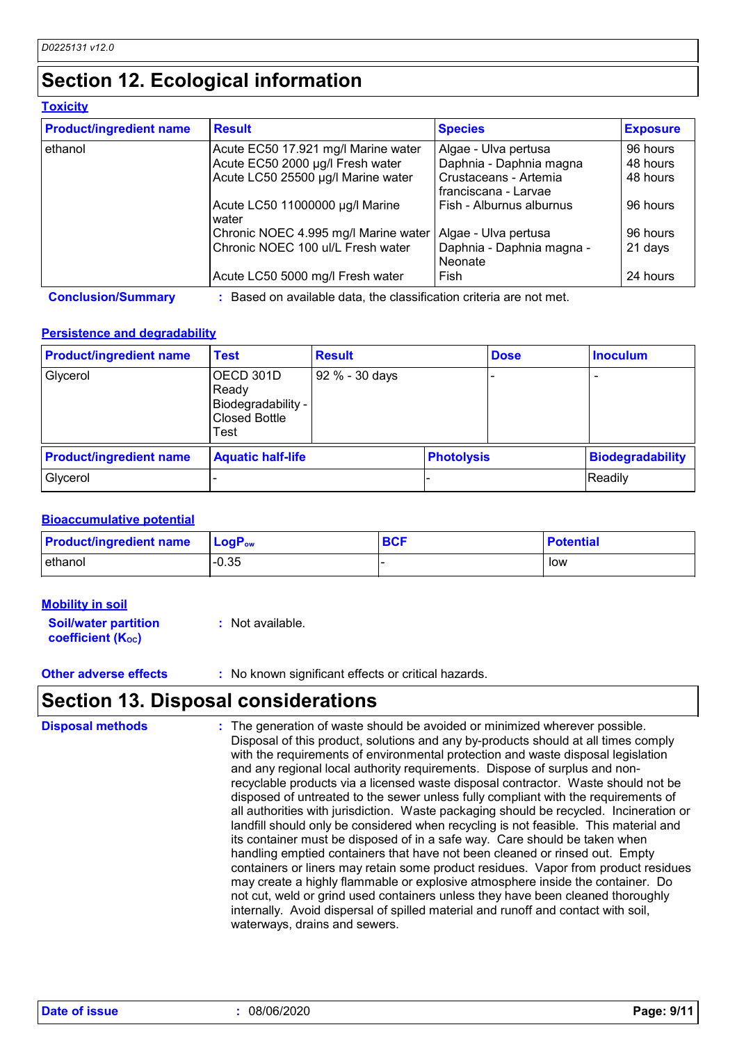## Section 12. Ecological information

### Toxicity

| Product/ingredient name | Result | Species | Exposure |
|---|---|---|---|
| ethanol | Acute EC50 17.921 mg/l Marine water | Algae - Ulva pertusa | 96 hours |
| | Acute EC50 2000 µg/l Fresh water | Daphnia - Daphnia magna | 48 hours |
| | Acute LC50 25500 µg/l Marine water | Crustaceans - Artemia franciscana - Larvae | 48 hours |
| | Acute LC50 11000000 µg/l Marine water | Fish - Alburnus alburnus | 96 hours |
| | Chronic NOEC 4.995 mg/l Marine water | Algae - Ulva pertusa | 96 hours |
| | Chronic NOEC 100 ul/L Fresh water | Daphnia - Daphnia magna - Neonate | 21 days |
| | Acute LC50 5000 mg/l Fresh water | Fish | 24 hours |

**Conclusion/Summary** : Based on available data, the classification criteria are not met.

### Persistence and degradability

| Product/ingredient name | Test | Result | Dose | Inoculum |
|---|---|---|---|---|
| Glycerol | OECD 301D Ready Biodegradability - Closed Bottle Test | 92 % - 30 days | - | - |

| Product/ingredient name | Aquatic half-life | Photolysis | Biodegradability |
|---|---|---|---|
| Glycerol | - | - | Readily |

### Bioaccumulative potential

| Product/ingredient name | $LogP_{ow}$ | BCF | Potential |
|---|---|---|---|
| ethanol | -0.35 | - | low |

### Mobility in soil

**Soil/water partition coefficient ($K_{OC}$)** : Not available.

**Other adverse effects** : No known significant effects or critical hazards.

## Section 13. Disposal considerations

**Disposal methods** : The generation of waste should be avoided or minimized wherever possible. Disposal of this product, solutions and any by-products should at all times comply with the requirements of environmental protection and waste disposal legislation and any regional local authority requirements. Dispose of surplus and non-recyclable products via a licensed waste disposal contractor. Waste should not be disposed of untreated to the sewer unless fully compliant with the requirements of all authorities with jurisdiction. Waste packaging should be recycled. Incineration or landfill should only be considered when recycling is not feasible. This material and its container must be disposed of in a safe way. Care should be taken when handling emptied containers that have not been cleaned or rinsed out. Empty containers or liners may retain some product residues. Vapor from product residues may create a highly flammable or explosive atmosphere inside the container. Do not cut, weld or grind used containers unless they have been cleaned thoroughly internally. Avoid dispersal of spilled material and runoff and contact with soil, waterways, drains and sewers.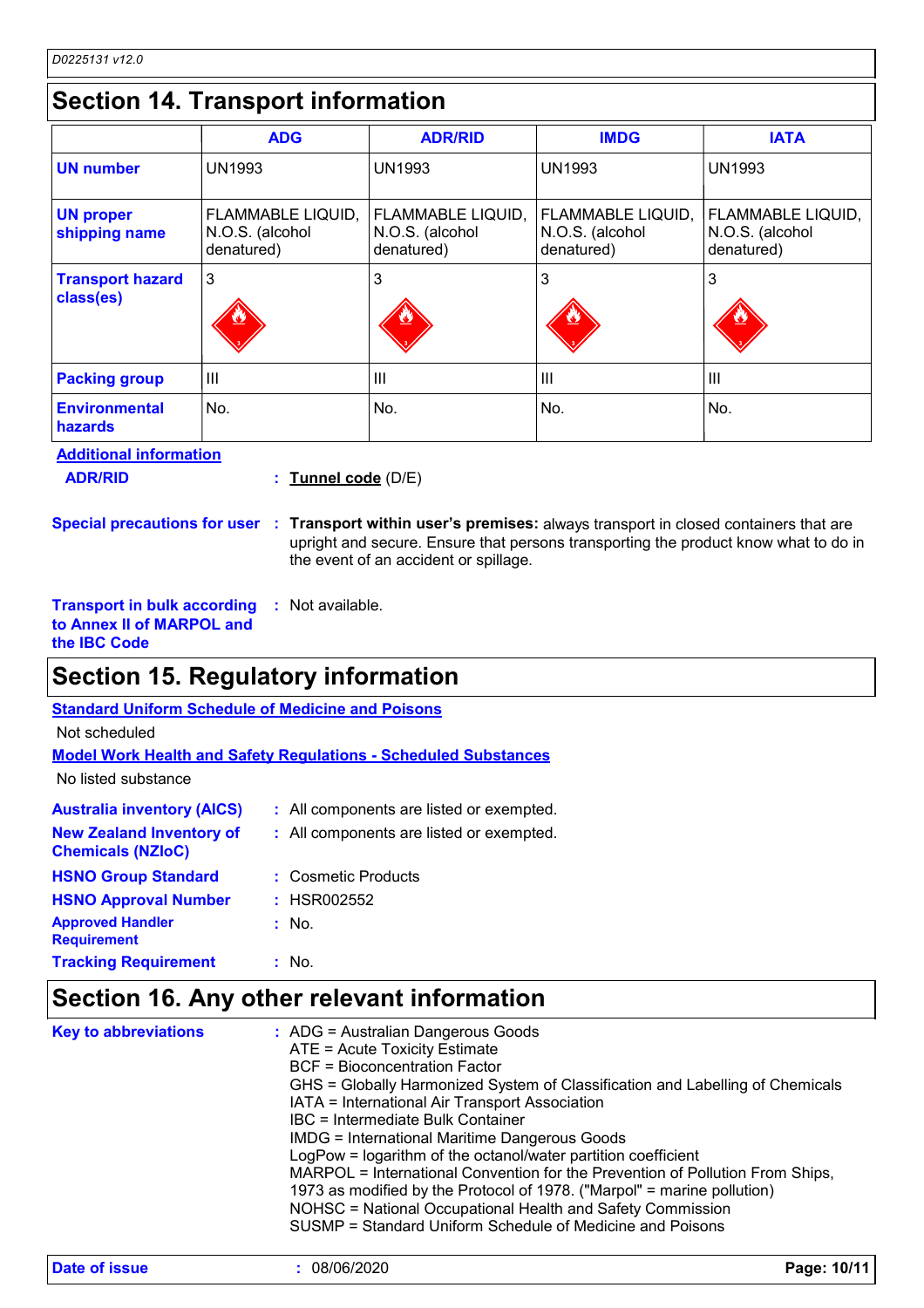## Section 14. Transport information

| | ADG | ADR/RID | IMDG | IATA |
|---|---|---|---|---|
| **UN number** | UN1993 | UN1993 | UN1993 | UN1993 |
| **UN proper shipping name** | FLAMMABLE LIQUID, N.O.S. (alcohol denatured) | FLAMMABLE LIQUID, N.O.S. (alcohol denatured) | FLAMMABLE LIQUID, N.O.S. (alcohol denatured) | FLAMMABLE LIQUID, N.O.S. (alcohol denatured) |
| **Transport hazard class(es)** | 3 | 3 | 3 | 3 |
| **Packing group** | III | III | III | III |
| **Environmental hazards** | No. | No. | No. | No. |

**Additional information**

**ADR/RID** : **Tunnel code** (D/E)

**Special precautions for user** : **Transport within user's premises:** always transport in closed containers that are upright and secure. Ensure that persons transporting the product know what to do in the event of an accident or spillage.

**Transport in bulk according to Annex II of MARPOL and the IBC Code** : Not available.

## Section 15. Regulatory information

**Standard Uniform Schedule of Medicine and Poisons**

Not scheduled

**Model Work Health and Safety Regulations - Scheduled Substances**

No listed substance

**Australia inventory (AICS)** : All components are listed or exempted.

**New Zealand Inventory of Chemicals (NZIoC)** : All components are listed or exempted.

**HSNO Group Standard** : Cosmetic Products

**HSNO Approval Number** : HSR002552

**Approved Handler Requirement** : No.

**Tracking Requirement** : No.

## Section 16. Any other relevant information

**Key to abbreviations** :
ADG = Australian Dangerous Goods
ATE = Acute Toxicity Estimate
BCF = Bioconcentration Factor
GHS = Globally Harmonized System of Classification and Labelling of Chemicals
IATA = International Air Transport Association
IBC = Intermediate Bulk Container
IMDG = International Maritime Dangerous Goods
LogPow = logarithm of the octanol/water partition coefficient
MARPOL = International Convention for the Prevention of Pollution From Ships, 1973 as modified by the Protocol of 1978. ("Marpol" = marine pollution)
NOHSC = National Occupational Health and Safety Commission
SUSMP = Standard Uniform Schedule of Medicine and Poisons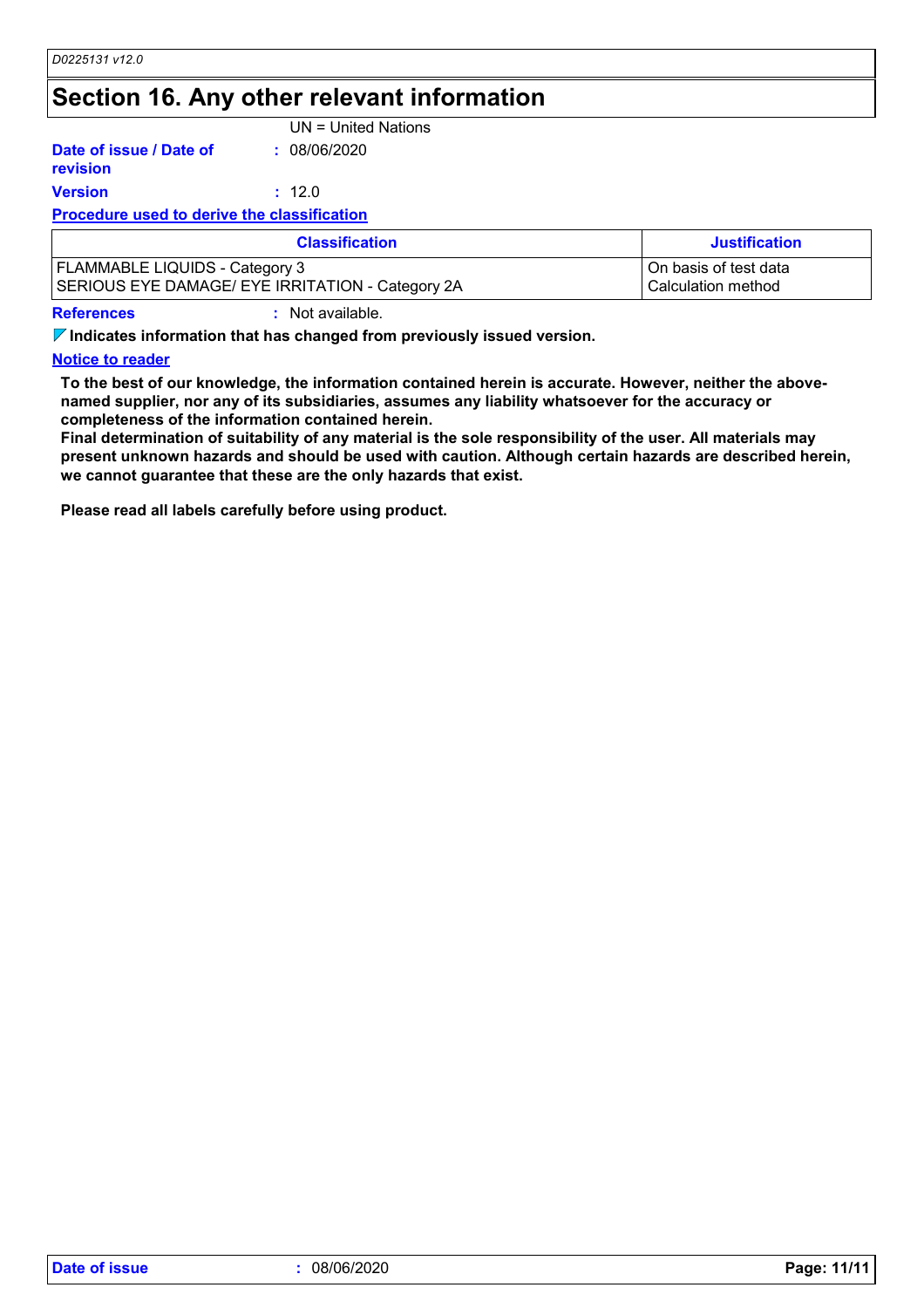## Section 16. Any other relevant information

UN = United Nations

**Date of issue / Date of revision** : 08/06/2020

**Version** : 12.0

**Procedure used to derive the classification**

| Classification | Justification |
|---|---|
| FLAMMABLE LIQUIDS - Category 3 | On basis of test data |
| SERIOUS EYE DAMAGE/ EYE IRRITATION - Category 2A | Calculation method |

**References** : Not available.

**Indicates information that has changed from previously issued version.**

**Notice to reader**

**To the best of our knowledge, the information contained herein is accurate. However, neither the above-named supplier, nor any of its subsidiaries, assumes any liability whatsoever for the accuracy or completeness of the information contained herein.**
**Final determination of suitability of any material is the sole responsibility of the user. All materials may present unknown hazards and should be used with caution. Although certain hazards are described herein, we cannot guarantee that these are the only hazards that exist.**

**Please read all labels carefully before using product.**